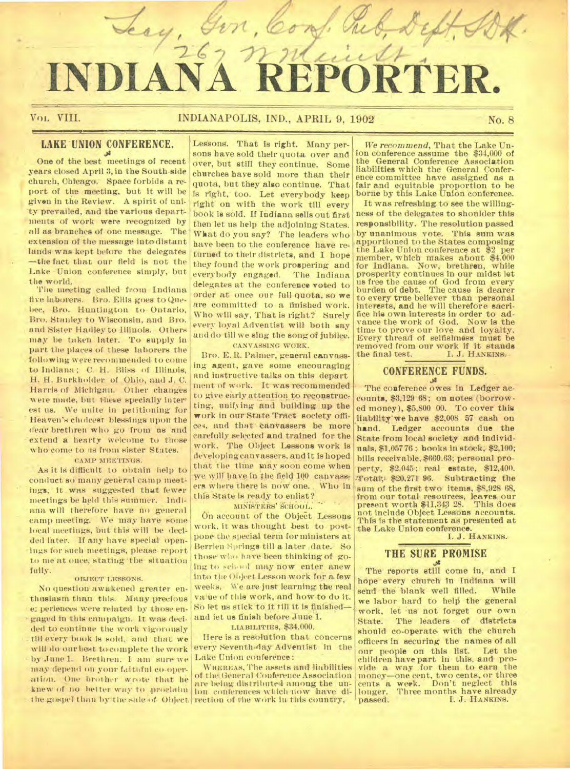# INDIANA REPORTER.

VOL. VIII. INDIANAPOLIS, IND., APRIL 9, 1902 No. 8

## LAKE UNION CONFERENCE.

One of the best meetings of recent years closed April 3, in the South-side church, Chicago. Space forbids a report of the meeting, but it will be given in the Review. A spirit of unity prevailed, and the various departments of work were recognized by all as branches of one message. The extension of the message into distant lands was kept before the delegates —the fact that our field is not the Lake Union conference simply, but the world.

The meeting called from Indiana five laborers. Bro. Ellis goes to Quebec, Bro. Huntington to Ontario, Bro. Stanley to Wisconsin, and Bro. and Sister Hadley to Illinois. Others may be taken later. To supply in part the places of these laborers the following were recommended to come to Indiana; C. H. Bliss of Illinois, H. H. Burkholder of Ohio, and J. C. Harris of Michigan. Other changes were made, but these specially interest us. We unite in petitioning for Heaven's choicest blessings upon the dear brethren who go from us and extend a hearty welcome to those who come to us from sister States.

### CAMP MEETINGS.

As it is difficult to obtain help to conduct so many general camp meetings, it was suggested that fewer meetings be held this summer. Indiana will therefore have no general camp meeting. We may have some local meetings, but this will be decided later. If any have special openings for such meetings, please report to me at once, stating the situation fully.

### OBJECT LESSONS.

No question awakened greater enthusiasm than this. Many precious experiences were related by those engaged in this campaign. It was decided to continue the work vigorously till every book is sold, and that we will do our best to complete the work by June 1. Brethren, I am sure we may depend on your faithful co-operation. One brother wrote that he knew of no better way to proclaim the gospel than by the sale of Object Lessons. That is right. Many persons have sold their quota over and over, but still they continue. Some churches have sold more than their quota, but they also continue. That is right, too. Let everybody keep right on with the work till every book is sold. If Indiana sells out first then let us help the adjoining States. What do you say? The leaders who have been to the conference have returned to their districts, and I hope they found the work prospering and everybody engaged. The Indiana delegates at the conference voted to order at once our full quota, so we are committed to a finished work. Who will say, That is right? Surely every loyal Adventist will both say and do till we sing the song of jubilee.

### CANVASSING WORK.

Bro. E. R. Palmer, general canvassing agent, gave some encouraging and instructive talks on this department of work. It was recommended to give early attention to reconstructing, unifying and building up the work in our State Tract society offices, and that canvassers be more carefully selected and trained for the work. The Object Lessons work is developing canvassers, and it is hoped that the time may soon come when we will have in the field 100 canvassers where there is now one. Who in this State is ready to enlist?

### MINISTERS' SCHOOL.

On account of the Object Lessons work, it was thought best to postpone the special term for ministers at Berrien Springs till a later date. So those who have been thinking of going to school may now enter anew into the Object Lesson work for a few weeks. We are just learning the real value of this work, and how to do it. So let us stick to it till it is finished— and let us finish before June 1.

### LIABILITIES, $34,000.

Here is a resolution that concerns every Seventh-day Adventist in the Lake Union conference:

WHEREAS, The assets and liabilities of the General Conference Association are being distributed among the union conferences which now have direction of the work in this country,

*We recommend*, That the Lake Union conference assume the $34,000 of the General Conference Association liabilities which the General Conference committee have assigned as a fair and equitable proportion to be borne by this Lake Union conference.

It was refreshing to see the willingness of the delegates to shoulder this responsibility. The resolution passed by unanimous vote. This sum was apportioned to the States composing the Lake Union conference at $2 per member, which makes about $4.000 for Indiana. Now, brethren, while prosperity continues in our midst let us free the cause of God from every burden of debt. The cause is dearer to every true believer than personal interests, and he will therefore sacrifice his own interests in order to advance the work of God. Now is the time to prove our love and loyalty. Every thread of selfishness must be removed from our work if it stands the final test. I. J. HANKINS.

## CONFERENCE FUNDS.

The conference owes in Ledger accounts, $3,129 68; on notes (borrowed money), $5,800 00. To cover this liability we have $2,008 57 cash on hand. Ledger accounts due the State from local society and individuals, $1,057 76; books in stock, $2,100; bills receivable, $660.63; personal property, $2,045; real estate, $12,400. Total, $20.271 96. Subtracting the sum of the first two items, $8,928 68, from our total resources, leaves our present worth $11,343 28. This does not include Object Lessons accounts. This is the statement as presented at the Lake Union conference.

I. J. HANKINS.

## THE SURE PROMISE

The reports still come in, and I hope every church in Indiana will send the blank well filled. While we labor hard to help the general work, let us not forget our own State. The leaders of districts should co-operate with the church officers in securing the names of all our people on this list. Let the children have part in this, and provide a way for them to earn the money—one cent, two cents, or three cents a week. Don't neglect this longer. Three months have already passed. I. J. HANKINS.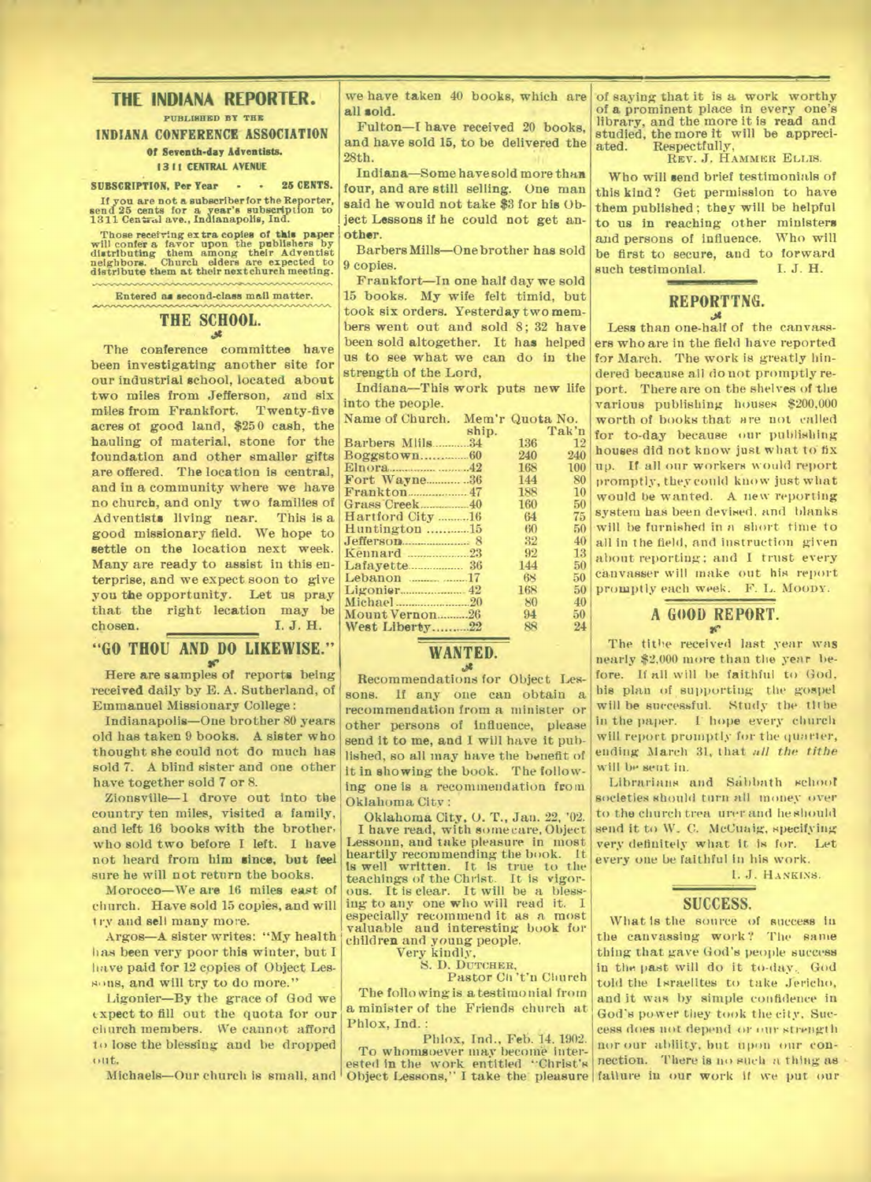# THE INDIANA REPORTER.

PUBLISHED BY THE

**INDIANA CONFERENCE ASSOCIATION**

**Of Seventh-day Adventists.**

**1311 CENTRAL AVENUE**

**SUBSCRIPTION, Per Year - - 25 CENTS.**

If you are not a subscriber for the Reporter, send 25 cents for a year's subscription to 1311 Central ave., Indianapolis, Ind.

Those receiving extra copies of this paper will confer a favor upon the publishers by distributing them among their Adventist neighbors. Church elders are expected to distribute them at their next church meeting.

Entered as second-class mail matter.

## THE SCHOOL.

The conference committee have been investigating another site for our industrial school, located about two miles from Jefferson, and six miles from Frankfort. Twenty-five acres of good land, $250 cash, the hauling of material, stone for the foundation and other smaller gifts are offered. The location is central, and in a community where we have no church, and only two families of Adventists living near. This is a good missionary field. We hope to settle on the location next week. Many are ready to assist in this enterprise, and we expect soon to give you the opportunity. Let us pray that the right location may be chosen.

I. J. H.

## "GO THOU AND DO LIKEWISE."

Here are samples of reports being received daily by E. A. Sutherland, of Emmanuel Missionary College:

Indianapolis—One brother 80 years old has taken 9 books. A sister who thought she could not do much has sold 7. A blind sister and one other have together sold 7 or 8.

Zionsville—I drove out into the country ten miles, visited a family, and left 16 books with the brother, who sold two before I left. I have not heard from him since, but feel sure he will not return the books.

Morocco—We are 16 miles east of church. Have sold 15 copies, and will try and sell many more.

Argos—A sister writes: "My health has been very poor this winter, but I have paid for 12 copies of Object Lessons, and will try to do more."

Ligonier—By the grace of God we expect to fill out the quota for our church members. We cannot afford to lose the blessing and be dropped out.

Michaels—Our church is small, and we have taken 40 books, which are all sold.

Fulton—I have received 20 books, and have sold 15, to be delivered the 28th.

Indiana—Some have sold more than four, and are still selling. One man said he would not take $3 for his Object Lessons if he could not get another.

Barbers Mills—One brother has sold 9 copies.

Frankfort—In one half day we sold 15 books. My wife felt timid, but took six orders. Yesterday two members went out and sold 8; 32 have been sold altogether. It has helped us to see what we can do in the strength of the Lord,

Indiana—This work puts new life into the people.

| Name of Church. | Mem'r ship. | Quota | No. Tak'n |
|---|---|---|---|
| Barbers Mills | 34 | 136 | 12 |
| Boggstown | 60 | 240 | 240 |
| Elnora | 42 | 168 | 100 |
| Fort Wayne | 36 | 144 | 80 |
| Frankton | 47 | 188 | 10 |
| Grass Creek | 40 | 160 | 50 |
| Hartford City | 16 | 64 | 75 |
| Huntington | 15 | 60 | 50 |
| Jefferson | 8 | 32 | 40 |
| Kennard | 23 | 92 | 13 |
| Lafayette | 36 | 144 | 50 |
| Lebanon | 17 | 68 | 50 |
| Ligonier | 42 | 168 | 50 |
| Michael | 20 | 80 | 40 |
| Mount Vernon | 26 | 94 | 50 |
| West Liberty | 22 | 88 | 24 |

## WANTED.

Recommendations for Object Lessons. If any one can obtain a recommendation from a minister or other persons of influence, please send it to me, and I will have it published, so all may have the benefit of it in showing the book. The following one is a recommendation from Oklahoma City:

Oklahoma City, O. T., Jan. 22, '02.

I have read, with some care, Object Lessons, and take pleasure in most heartily recommending the book. It is well written. It is true to the teachings of the Christ. It is vigorous. It is clear. It will be a blessing to any one who will read it. I especially recommend it as a most valuable and interesting book for children and young people.

Very kindly,
S. D. DUTCHER,
Pastor Ch't'n Church

The following is a testimonial from a minister of the Friends church at Phlox, Ind.:

Phlox, Ind., Feb. 14. 1902.

To whomsoever may become interested in the work entitled "Christ's Object Lessons," I take the pleasure of saying that it is a work worthy of a prominent place in every one's library, and the more it is read and studied, the more it will be appreciated. Respectfully,

REV. J. HAMMER ELLIS.

Who will send brief testimonials of this kind? Get permission to have them published; they will be helpful to us in reaching other ministers and persons of influence. Who will be first to secure, and to forward such testimonial.

I. J. H.

## REPORTING.

Less than one-half of the canvassers who are in the field have reported for March. The work is greatly hindered because all do not promptly report. There are on the shelves of the various publishing houses $200,000 worth of books that are not called for to-day because our publishing houses did not know just what to fix up. If all our workers would report promptly, they could know just what would be wanted. A new reporting system has been devised, and blanks will be furnished in a short time to all in the field, and instruction given about reporting; and I trust every canvasser will make out his report promptly each week.

F. L. MOODY.

## A GOOD REPORT.

The tithe received last year was nearly $2,000 more than the year before. If all will be faithful to God, his plan of supporting the gospel will be successful. Study the tithe in the paper. I hope every church will report promptly for the quarter, ending March 31, that *all the tithe* will be sent in.

Librarians and Sabbath school societies should turn all money over to the church treasurer and he should send it to W. C. McCuaig, specifying very definitely what it is for. Let every one be faithful in his work.

I. J. HANKINS.

## SUCCESS.

What is the source of success in the canvassing work? The same thing that gave God's people success in the past will do it to-day. God told the Israelites to take Jericho, and it was by simple confidence in God's power they took the city. Success does not depend on our strength nor our ability, but upon our connection. There is no such a thing as failure in our work if we put our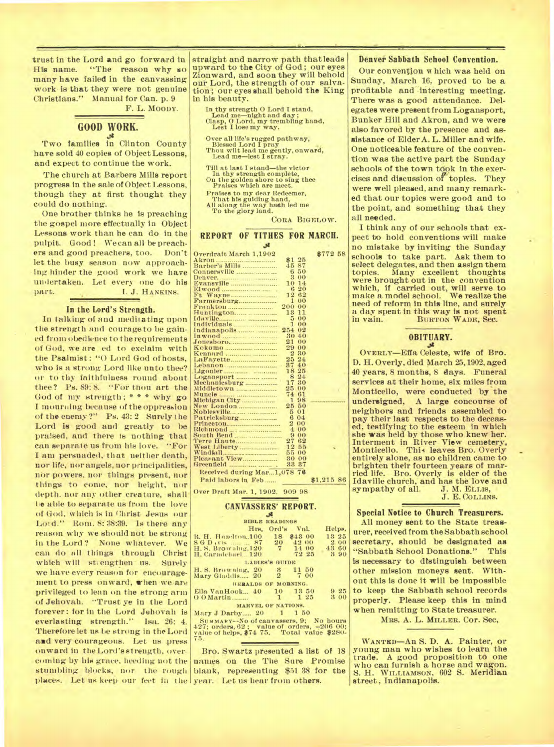trust in the Lord and go forward in His name. "The reason why so many have failed in the canvassing work is that they were not genuine Christians." Manual for Can. p. 9

F. L. MOODY.

## GOOD WORK.

Two families in Clinton County have sold 40 copies of Object Lessons, and expect to continue the work.

The church at Barbers Mills report progress in the sale of Object Lessons, though they at first thought they could do nothing.

One brother thinks he is preaching the gospel more effectually in Object Lessons work than he can do in the pulpit. Good! We can all be preachers and good preachers, too. Don't let the busy season now approaching hinder the good work we have undertaken. Let every one do his part.

I. J. HANKINS.

### In the Lord's Strength.

In talking of and meditating upon the strength and courage to be gained from obedience to the requirements of God, we are led to exclaim with the Psalmist: "O Lord God of hosts, who is a strong Lord like unto thee? or to thy faithfulness round about thee? Ps. 89: 8. "For thou art the God of my strength; * * * why go I mourning because of the oppression of the enemy?" Ps. 43: 2 Surely the Lord is good and greatly to be praised, and there is nothing that can separate us from his love. "For I am persuaded, that neither death, nor life, nor angels, nor principalities, nor powers, nor things present, nor things to come, nor height, nor depth, nor any other creature, shall be able to separate us from the love of God, which is in Christ Jesus our Lord." Rom. 8: 38:39. Is there any reason why we should not be strong in the Lord? None whatever. We can do all things through Christ which will strengthen us. Surely we have every reason for encouragement to press onward, when we are privileged to lean on the strong arm of Jehovah. "Trust ye in the Lord forever: for in the Lord Jehovah is everlasting strength." Isa. 26: 4. Therefore let us be strong in the Lord and very courageous. Let us press onward in the Lord's strength, overcoming by his grace, heeding not the stumbling blocks, nor the rough places. Let us keep our feet in the straight and narrow path that leads upward to the City of God; our eyes Zionward, and soon they will behold our Lord, the strength of our salvation; our eyes shall behold the King in his beauty.

In thy strength O Lord I stand,
Lead me—night and day;
Clasp, O Lord, my trembling hand,
Lest I lose my way.

Over all life's rugged pathway,
Blessed Lord I pray
Thou wilt lead me gently, onward,
Lead me—lest I stray.

Till at last I stand—the victor
In thy strength complete,
On the golden shore to sing thee
Praises which are meet.

Praises to my dear Redeemer,
That his guiding hand,
All along the way hath led me
To the glory land.

CORA BIGELOW.

## REPORT OF TITHES FOR MARCH.

| | | |
|---|---|---|
| Overdraft March 1, 1902 | | $772 58 |
| Akron | $1 25 | |
| Barber's Mills | 45 87 | |
| Connersville | 6 50 | |
| Denver | 3 00 | |
| Evansville | 10 14 | |
| Elwood | 6 20 | |
| Ft Wayne | 12 62 | |
| Farmersburg | 1 00 | |
| Frankton | 200 00 | |
| Huntington | 13 11 | |
| Idaville | 5 00 | |
| Individuals | 1 00 | |
| Indianapolis | 254 02 | |
| Inwood | 30 40 | |
| Jonesboro | 21 00 | |
| Kokomo | 29 00 | |
| Kennard | 2 30 | |
| LaFayette | 25 24 | |
| Lebanon | 37 40 | |
| Ligonier | 18 25 | |
| Logansport | 8 24 | |
| Mechanicsburg | 17 30 | |
| Middletown | 25 00 | |
| Muncie | 74 61 | |
| Michigan City | 1 98 | |
| New London | 25 50 | |
| Noblesville | 5 01 | |
| Patricksburg | 6 04 | |
| Princeton | 2 00 | |
| Richmond | 4 00 | |
| South Bend | 9 00 | |
| Terre Haute | 27 62 | |
| West Liberty | 12 55 | |
| Windfall | 55 00 | |
| Pleasant View | 30 00 | |
| Greenfield | 33 37 | |
| Received during Mar...1,078 78 | | |
| Paid labors in Feb | | $1,215 86 |
| Over Draft Mar. 1, 1902. 909 98 | | |

## CANVASSERS' REPORT.

| | Hrs. | Ord's | Val. | Helps. |
|---|---|---|---|---|
| **BIBLE READINGS** | | | | |
| R. H. Hazelton | 100 | 18 | $43 00 | 13 25 |
| S G Davis | 87 | 20 | 42 00 | 2 00 |
| H. S. Browning | 120 | 7 | 14 00 | 43 60 |
| H. Carmichael | 120 | | 72 25 | 3 90 |
| **LADIES'S GUIDE** | | | | |
| H. S. Browning | 20 | 3 | 11 50 | |
| Mary Gladdis | 20 | 2 | 7 00 | |
| **HERALDS OF MORNING.** | | | | |
| Ella VanHook | 40 | 10 | 13 50 | 9 25 |
| O O Martin | | 1 | 1 25 | 3 00 |
| **MARVEL OF NATIONS.** | | | | |
| Mary J Darby | 20 | 1 | 1 50 | |

SUMMARY—No of canvassers, 9; No hours 427; orders, 62; value of orders, —206 00; value of helps, $74 75. Total value $280-75.

Bro. Swartz presented a list of 18 names on the The Sure Promise blank, representing $51 38 for the year. Let us hear from others.

### Denver Sabbath School Convention.

Our convention which was held on Sunday, March 16, proved to be a profitable and interesting meeting. There was a good attendance. Delegates were present from Logansport, Bunker Hill and Akron, and we were also favored by the presence and assistance of Elder A. L. Miller and wife. One noticeable feature of the convention was the active part the Sunday schools of the town took in the exercises and discussion of topics. They were well pleased, and many remarked that our topics were good and to the point, and something that they all needed.

I think any of our schools that expect to hold conventions will make no mistake by inviting the Sunday schools to take part. Ask them to select delegates, and then assign them topics. Many excellent thoughts were brought out in the convention which, if carried out, will serve to make a model school. We realize the need of reform in this line, and surely a day spent in this way is not spent in vain.

BURTON WADE, Sec.

## OBITUARY.

OVERLY—Effa Celeste, wife of Bro. D. H. Overly, died March 25, 1902, aged 40 years, 8 months, 8 days. Funeral services at their home, six miles from Monticello, were conducted by the undersigned. A large concourse of neighbors and friends assembled to pay their last respects to the deceased, testifying to the esteem in which she was held by those who knew her. Interment in River View cemetery, Monticello. This leaves Bro. Overly entirely alone, as no children came to brighten their fourteen years of married life. Bro. Overly is elder of the Idaville church, and has the love and sympathy of all.

J. M. ELLIS,
J. E. COLLINS.

### Special Notice to Church Treasurers.

All money sent to the State treasurer, received from the Sabbath school secretary, should be designated as "Sabbath School Donations." This is necessary to distinguish between other mission moneys sent. Without this is done it will be impossible to keep the Sabbath school records properly. Please keep this in mind when remitting to State treasurer.

MRS. A. L. MILLER. Cor. Sec,

WANTED—An S. D. A. Painter, or young man who wishes to learn the trade. A good proposition to one who can furnish a horse and wagon. S. H. WILLIAMSON, 602 S. Meridian street, Indianapolis.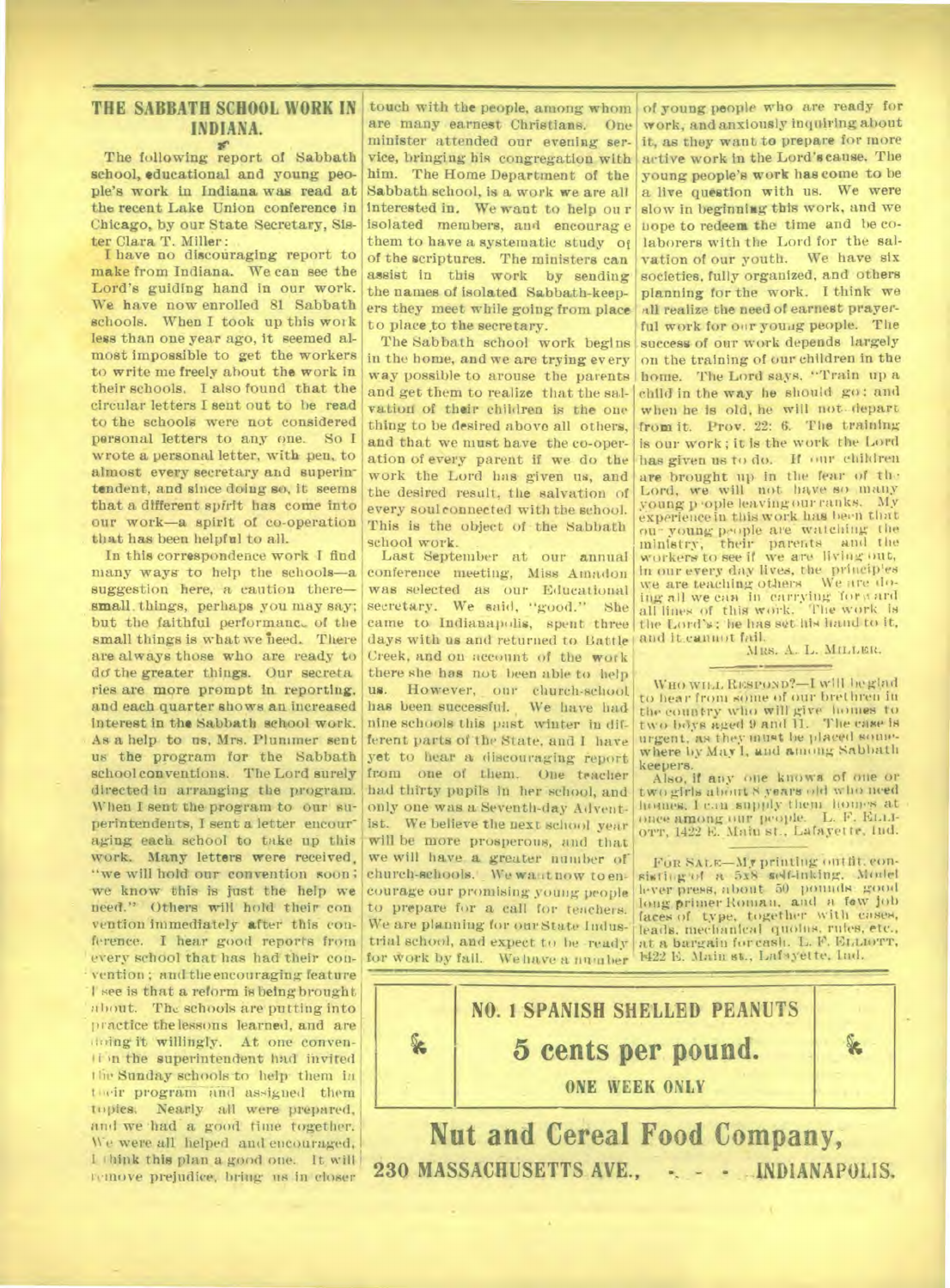## THE SABBATH SCHOOL WORK IN INDIANA.

The following report of Sabbath school, educational and young people's work in Indiana was read at the recent Lake Union conference in Chicago, by our State Secretary, Sister Clara T. Miller:

I have no discouraging report to make from Indiana. We can see the Lord's guiding hand in our work. We have now enrolled 81 Sabbath schools. When I took up this work less than one year ago, it seemed almost impossible to get the workers to write me freely about the work in their schools. I also found that the circular letters I sent out to be read to the schools were not considered personal letters to any one. So I wrote a personal letter, with pen, to almost every secretary and superintendent, and since doing so, it seems that a different spirit has come into our work—a spirit of co-operation that has been helpful to all.

In this correspondence work I find many ways to help the schools—a suggestion here, a caution there—small things, perhaps you may say; but the faithful performance of the small things is what we need. There are always those who are ready to do the greater things. Our secretaries are more prompt in reporting, and each quarter shows an increased interest in the Sabbath school work. As a help to us, Mrs. Plummer sent us the program for the Sabbath school conventions. The Lord surely directed in arranging the program. When I sent the program to our superintendents, I sent a letter encouraging each school to take up this work. Many letters were received, "we will hold our convention soon; we know this is just the help we need." Others will hold their convention immediately after this conference. I hear good reports from every school that has had their convention; and the encouraging feature I see is that a reform is being brought about. The schools are putting into practice the lessons learned, and are doing it willingly. At one convention the superintendent had invited the Sunday schools to help them in their program and assigned them topics. Nearly all were prepared, and we had a good time together. We were all helped and encouraged. I think this plan a good one. It will remove prejudice, bring us in closer touch with the people, among whom are many earnest Christians. One minister attended our evening service, bringing his congregation with him. The Home Department of the Sabbath school, is a work we are all interested in. We want to help our isolated members, and encourage them to have a systematic study of of the scriptures. The ministers can assist in this work by sending the names of isolated Sabbath-keepers they meet while going from place to place to the secretary.

The Sabbath school work begins in the home, and we are trying every way possible to arouse the parents and get them to realize that the salvation of their children is the one thing to be desired above all others, and that we must have the co-operation of every parent if we do the work the Lord has given us, and the desired result, the salvation of every soul connected with the school. This is the object of the Sabbath school work.

Last September at our annual conference meeting, Miss Amadon was selected as our Educational secretary. We said, "good." She came to Indianapolis, spent three days with us and returned to Battle Creek, and on account of the work there she has not been able to help us. However, our church-school has been successful. We have had nine schools this past winter in different parts of the State, and I have yet to hear a discouraging report from one of them. One teacher had thirty pupils in her school, and only one was a Seventh-day Adventist. We believe the next school year will be more prosperous, and that we will have a greater number of church-schools. We want now to encourage our promising young people to prepare for a call for teachers. We are planning for our State Industrial school, and expect to be ready for work by fall. We have a number of young people who are ready for work, and anxiously inquiring about it, as they want to prepare for more active work in the Lord's cause. The young people's work has come to be a live question with us. We were slow in beginning this work, and we hope to redeem the time and be co-laborers with the Lord for the salvation of our youth. We have six societies, fully organized, and others planning for the work. I think we all realize the need of earnest prayerful work for our young people. The success of our work depends largely on the training of our children in the home. The Lord says, "Train up a child in the way he should go: and when he is old, he will not depart from it. Prov. 22: 6. The training is our work; it is the work the Lord has given us to do. If our children are brought up in the fear of the Lord, we will not have so many young people leaving our ranks. My experience in this work has been that our young people are watching the ministry, their parents and the workers to see if we are living out, in our every day lives, the principles we are teaching others. We are doing all we can in carrying forward all lines of this work. The work is the Lord's; he has set his hand to it, and it cannot fail.

MRS. A. L. MILLER.

---

WHO WILL RESPOND?—I will be glad to hear from some of our brethren in the country who will give homes to two boys aged 9 and 11. The case is urgent, as they must be placed somewhere by May 1, and among Sabbath keepers.

Also, if any one knows of one or two girls about 8 years old who need homes, I can supply them homes at once among our people. L. F. ELLIOTT, 1422 E. Main st., Lafayette, Ind.

---

FOR SALE—My printing outfit, consisting of a 5x8 self-inking, Model lever press, about 50 pounds good long primer Roman, and a few job faces of type, together with cases, leads, mechanical quoins, rules, etc., at a bargain for cash. L. F. ELLIOTT, 1422 E. Main st., Lafayette, Ind.

---

**NO. 1 SPANISH SHELLED PEANUTS**

**5 cents per pound.**

**ONE WEEK ONLY**

**Nut and Cereal Food Company,**

**230 MASSACHUSETTS AVE., - - - INDIANAPOLIS.**